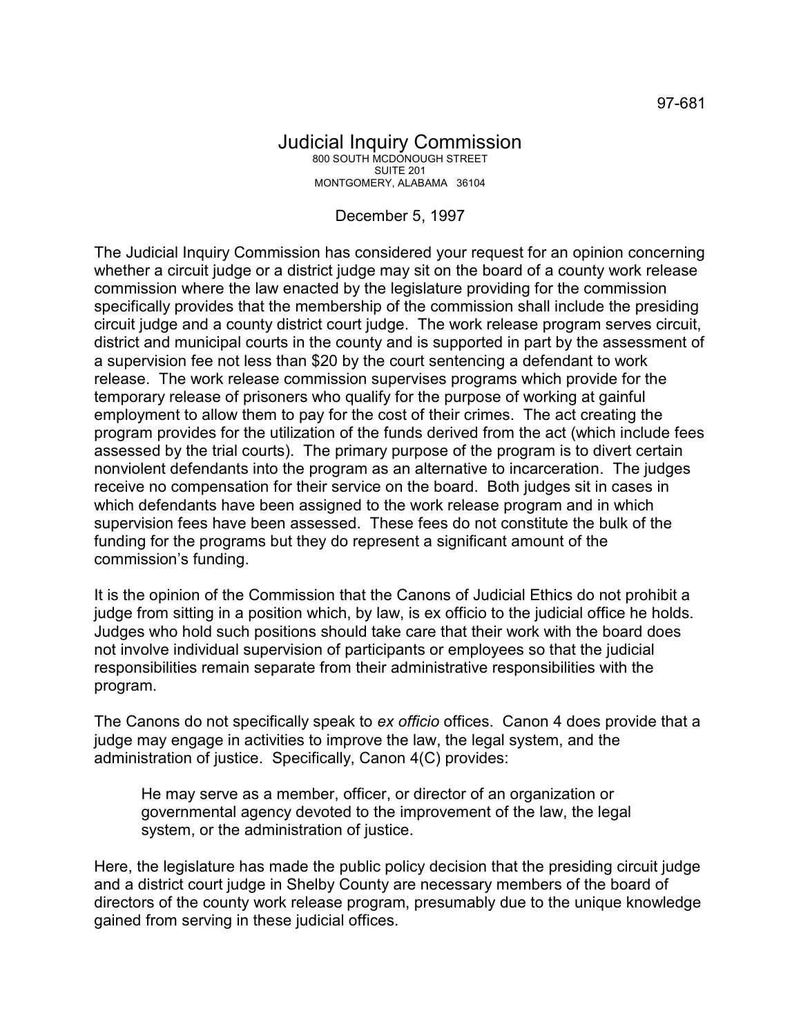97-681

# Judicial Inquiry Commission

800 SOUTH MCDONOUGH STREET
SUITE 201
MONTGOMERY, ALABAMA 36104

December 5, 1997

The Judicial Inquiry Commission has considered your request for an opinion concerning whether a circuit judge or a district judge may sit on the board of a county work release commission where the law enacted by the legislature providing for the commission specifically provides that the membership of the commission shall include the presiding circuit judge and a county district court judge. The work release program serves circuit, district and municipal courts in the county and is supported in part by the assessment of a supervision fee not less than $20 by the court sentencing a defendant to work release. The work release commission supervises programs which provide for the temporary release of prisoners who qualify for the purpose of working at gainful employment to allow them to pay for the cost of their crimes. The act creating the program provides for the utilization of the funds derived from the act (which include fees assessed by the trial courts). The primary purpose of the program is to divert certain nonviolent defendants into the program as an alternative to incarceration. The judges receive no compensation for their service on the board. Both judges sit in cases in which defendants have been assigned to the work release program and in which supervision fees have been assessed. These fees do not constitute the bulk of the funding for the programs but they do represent a significant amount of the commission's funding.

It is the opinion of the Commission that the Canons of Judicial Ethics do not prohibit a judge from sitting in a position which, by law, is ex officio to the judicial office he holds. Judges who hold such positions should take care that their work with the board does not involve individual supervision of participants or employees so that the judicial responsibilities remain separate from their administrative responsibilities with the program.

The Canons do not specifically speak to *ex officio* offices. Canon 4 does provide that a judge may engage in activities to improve the law, the legal system, and the administration of justice. Specifically, Canon 4(C) provides:

> He may serve as a member, officer, or director of an organization or governmental agency devoted to the improvement of the law, the legal system, or the administration of justice.

Here, the legislature has made the public policy decision that the presiding circuit judge and a district court judge in Shelby County are necessary members of the board of directors of the county work release program, presumably due to the unique knowledge gained from serving in these judicial offices.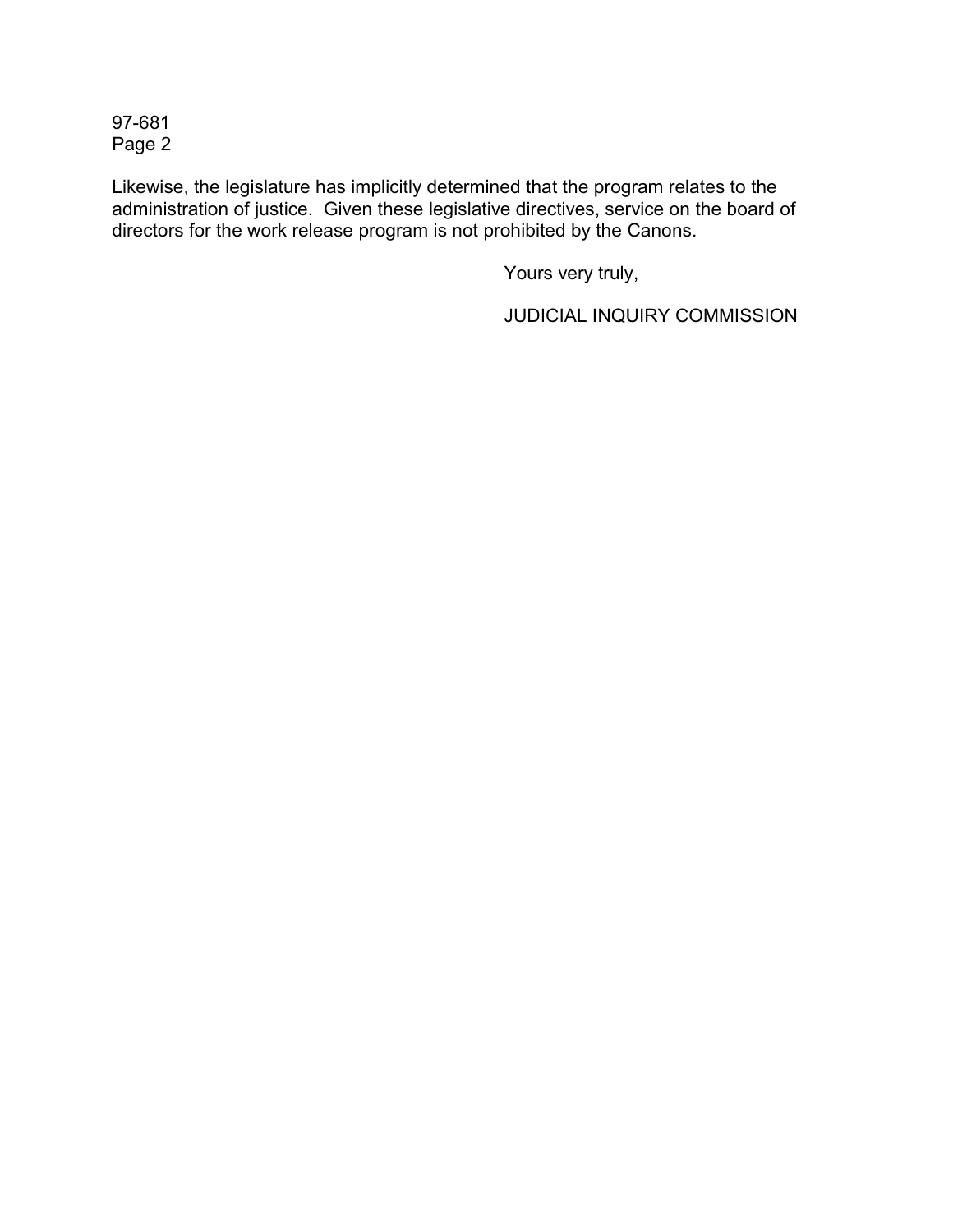Likewise, the legislature has implicitly determined that the program relates to the administration of justice. Given these legislative directives, service on the board of directors for the work release program is not prohibited by the Canons.

Yours very truly,

JUDICIAL INQUIRY COMMISSION